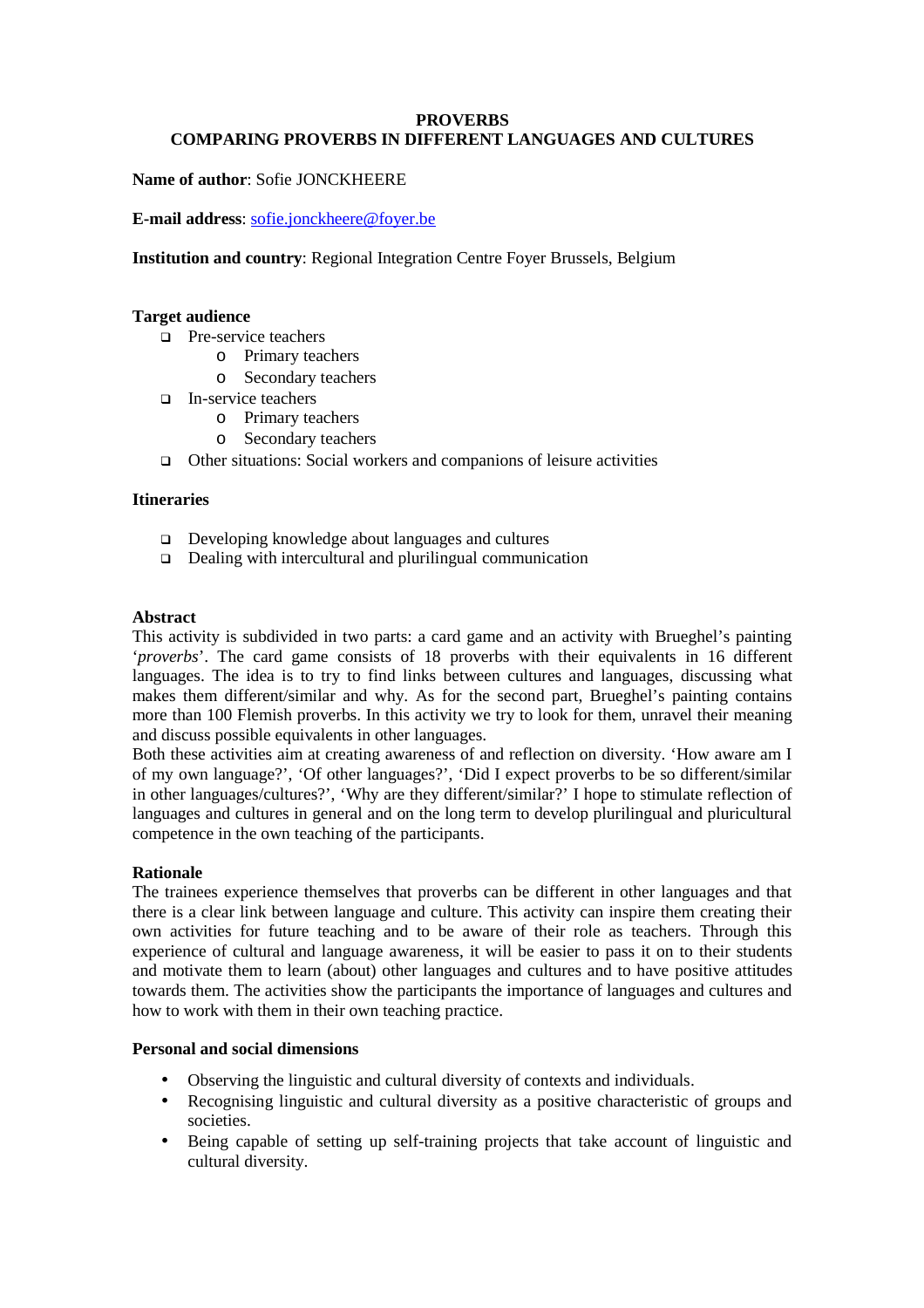# PROVERBS
## COMPARING PROVERBS IN DIFFERENT LANGUAGES AND CULTURES

**Name of author**: Sofie JONCKHEERE

**E-mail address**: sofie.jonckheere@foyer.be

**Institution and country**: Regional Integration Centre Foyer Brussels, Belgium

### Target audience

- Pre-service teachers
  - Primary teachers
  - Secondary teachers
- In-service teachers
  - Primary teachers
  - Secondary teachers
- Other situations: Social workers and companions of leisure activities

### Itineraries

- Developing knowledge about languages and cultures
- Dealing with intercultural and plurilingual communication

### Abstract

This activity is subdivided in two parts: a card game and an activity with Brueghel's painting '*proverbs*'. The card game consists of 18 proverbs with their equivalents in 16 different languages. The idea is to try to find links between cultures and languages, discussing what makes them different/similar and why. As for the second part, Brueghel's painting contains more than 100 Flemish proverbs. In this activity we try to look for them, unravel their meaning and discuss possible equivalents in other languages.

Both these activities aim at creating awareness of and reflection on diversity. 'How aware am I of my own language?', 'Of other languages?', 'Did I expect proverbs to be so different/similar in other languages/cultures?', 'Why are they different/similar?' I hope to stimulate reflection of languages and cultures in general and on the long term to develop plurilingual and pluricultural competence in the own teaching of the participants.

### Rationale

The trainees experience themselves that proverbs can be different in other languages and that there is a clear link between language and culture. This activity can inspire them creating their own activities for future teaching and to be aware of their role as teachers. Through this experience of cultural and language awareness, it will be easier to pass it on to their students and motivate them to learn (about) other languages and cultures and to have positive attitudes towards them. The activities show the participants the importance of languages and cultures and how to work with them in their own teaching practice.

### Personal and social dimensions

- Observing the linguistic and cultural diversity of contexts and individuals.
- Recognising linguistic and cultural diversity as a positive characteristic of groups and societies.
- Being capable of setting up self-training projects that take account of linguistic and cultural diversity.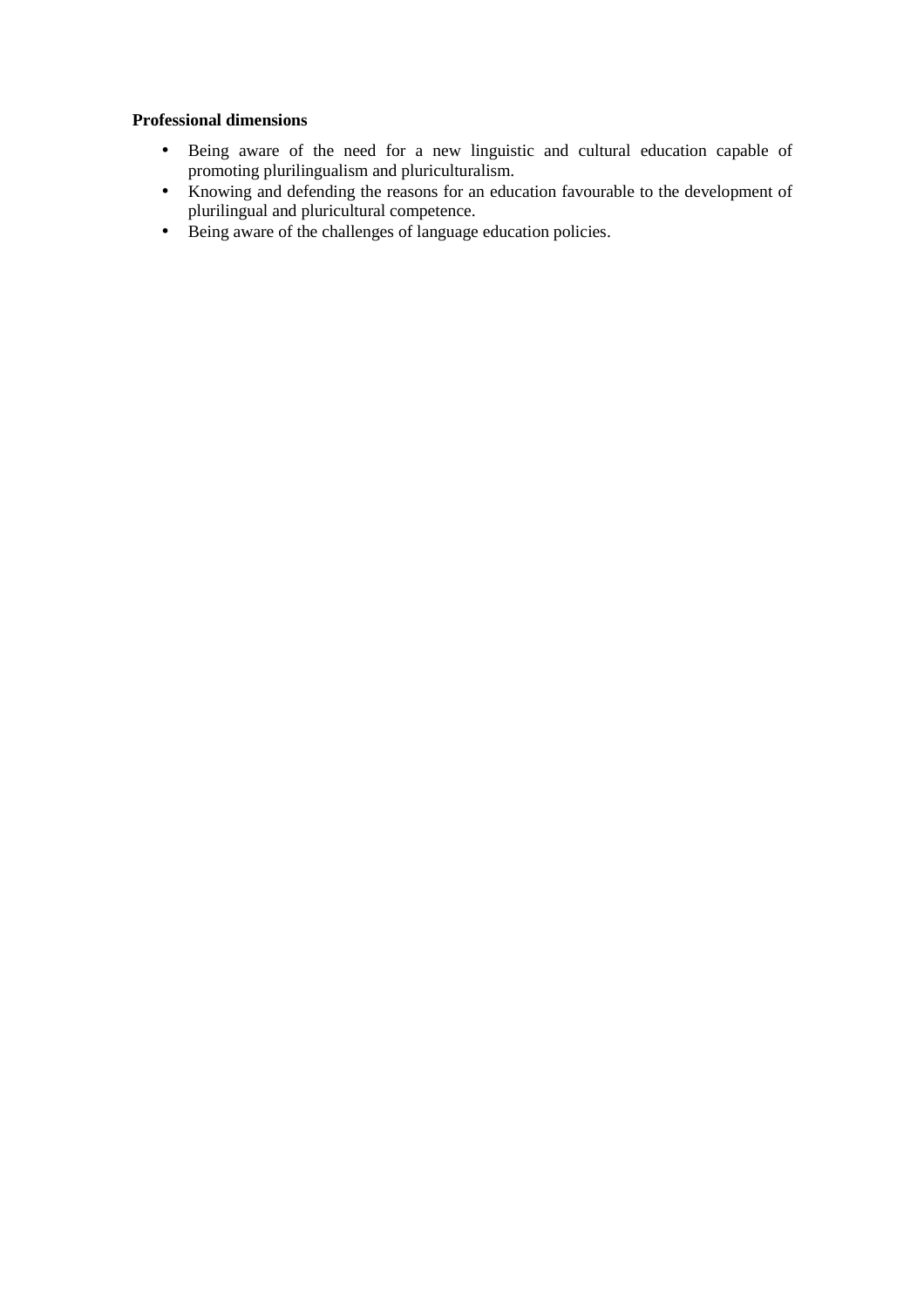**Professional dimensions**

- Being aware of the need for a new linguistic and cultural education capable of promoting plurilingualism and pluriculturalism.
- Knowing and defending the reasons for an education favourable to the development of plurilingual and pluricultural competence.
- Being aware of the challenges of language education policies.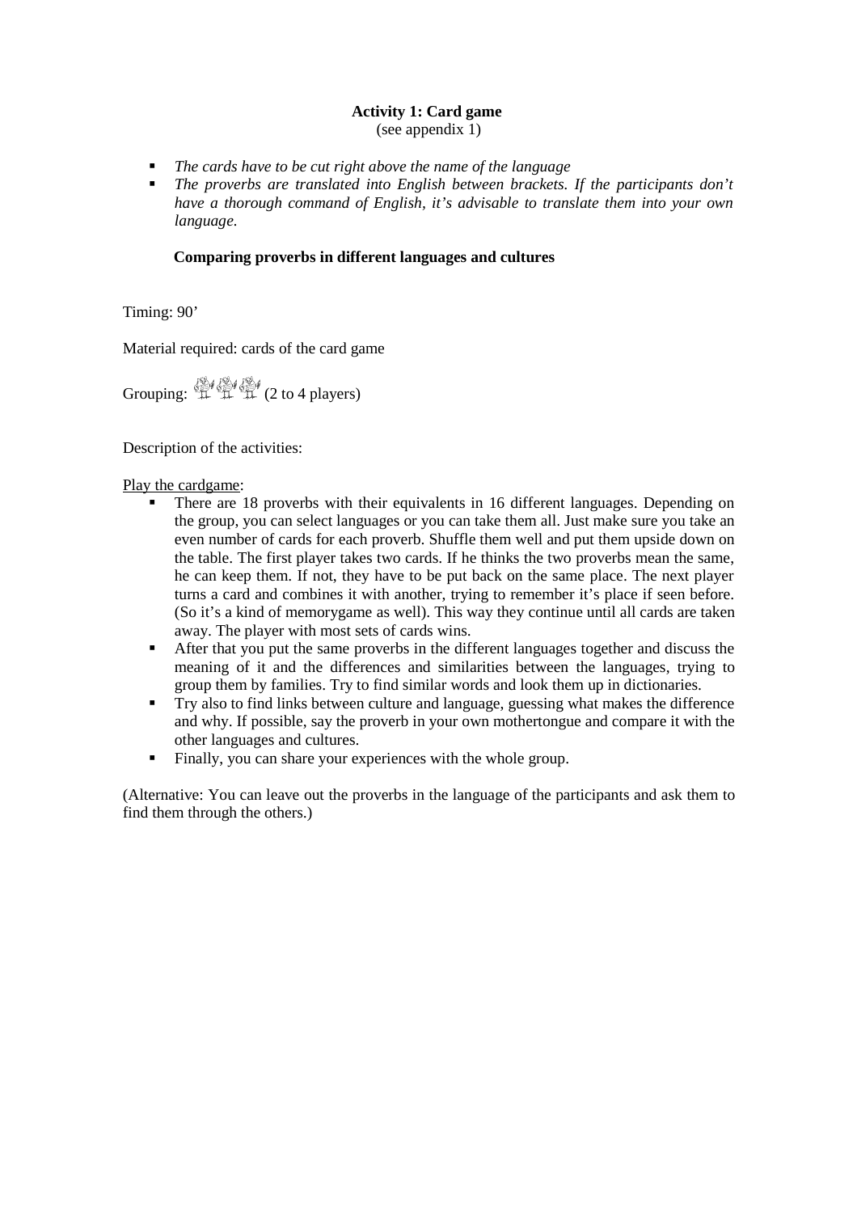**Activity 1: Card game**
(see appendix 1)

- *The cards have to be cut right above the name of the language*
- *The proverbs are translated into English between brackets. If the participants don't have a thorough command of English, it's advisable to translate them into your own language.*

**Comparing proverbs in different languages and cultures**

Timing: 90'

Material required: cards of the card game

Grouping: (2 to 4 players)

Description of the activities:

Play the cardgame:

- There are 18 proverbs with their equivalents in 16 different languages. Depending on the group, you can select languages or you can take them all. Just make sure you take an even number of cards for each proverb. Shuffle them well and put them upside down on the table. The first player takes two cards. If he thinks the two proverbs mean the same, he can keep them. If not, they have to be put back on the same place. The next player turns a card and combines it with another, trying to remember it's place if seen before. (So it's a kind of memorygame as well). This way they continue until all cards are taken away. The player with most sets of cards wins.
- After that you put the same proverbs in the different languages together and discuss the meaning of it and the differences and similarities between the languages, trying to group them by families. Try to find similar words and look them up in dictionaries.
- Try also to find links between culture and language, guessing what makes the difference and why. If possible, say the proverb in your own mothertongue and compare it with the other languages and cultures.
- Finally, you can share your experiences with the whole group.

(Alternative: You can leave out the proverbs in the language of the participants and ask them to find them through the others.)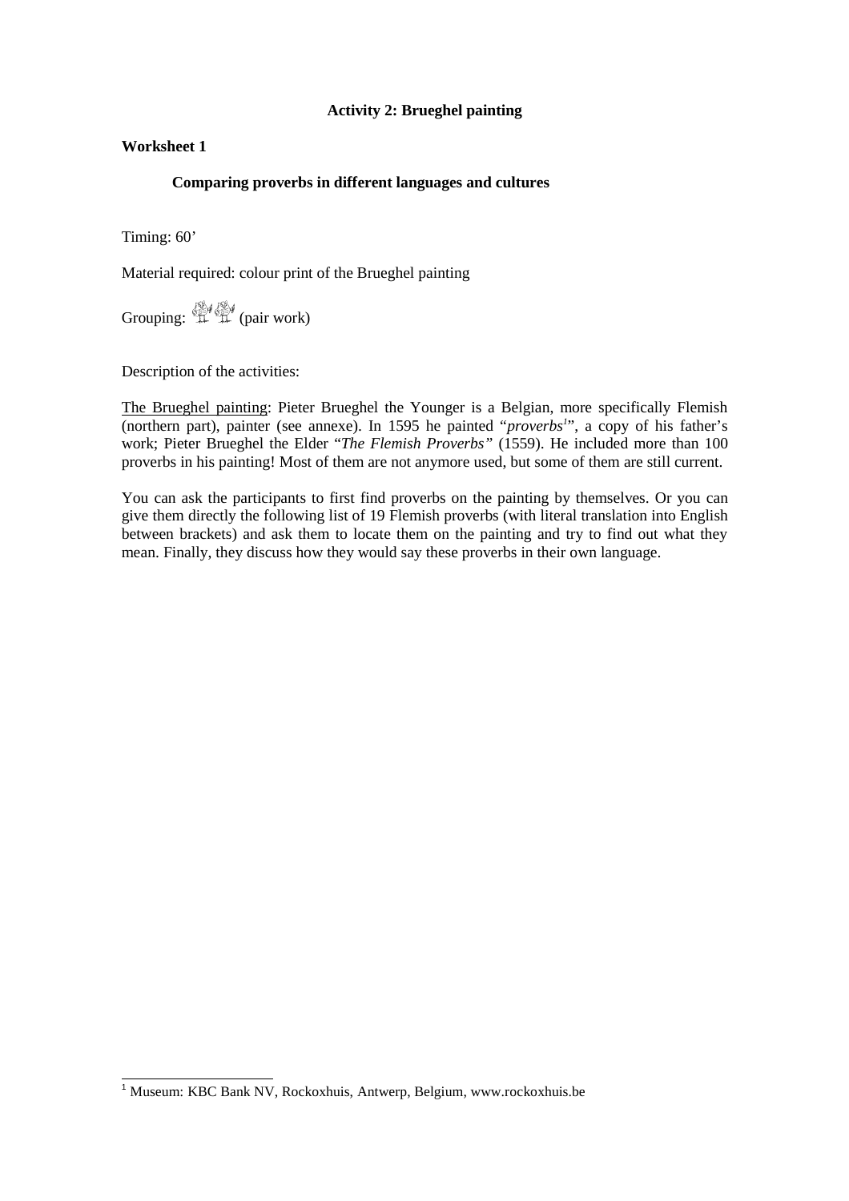**Activity 2: Brueghel painting**

**Worksheet 1**

**Comparing proverbs in different languages and cultures**

Timing: 60'

Material required: colour print of the Brueghel painting

Grouping: (pair work)

Description of the activities:

The Brueghel painting: Pieter Brueghel the Younger is a Belgian, more specifically Flemish (northern part), painter (see annexe). In 1595 he painted "*proverbs*[1]", a copy of his father's work; Pieter Brueghel the Elder "*The Flemish Proverbs*" (1559). He included more than 100 proverbs in his painting! Most of them are not anymore used, but some of them are still current.

You can ask the participants to first find proverbs on the painting by themselves. Or you can give them directly the following list of 19 Flemish proverbs (with literal translation into English between brackets) and ask them to locate them on the painting and try to find out what they mean. Finally, they discuss how they would say these proverbs in their own language.

[1] Museum: KBC Bank NV, Rockoxhuis, Antwerp, Belgium, www.rockoxhuis.be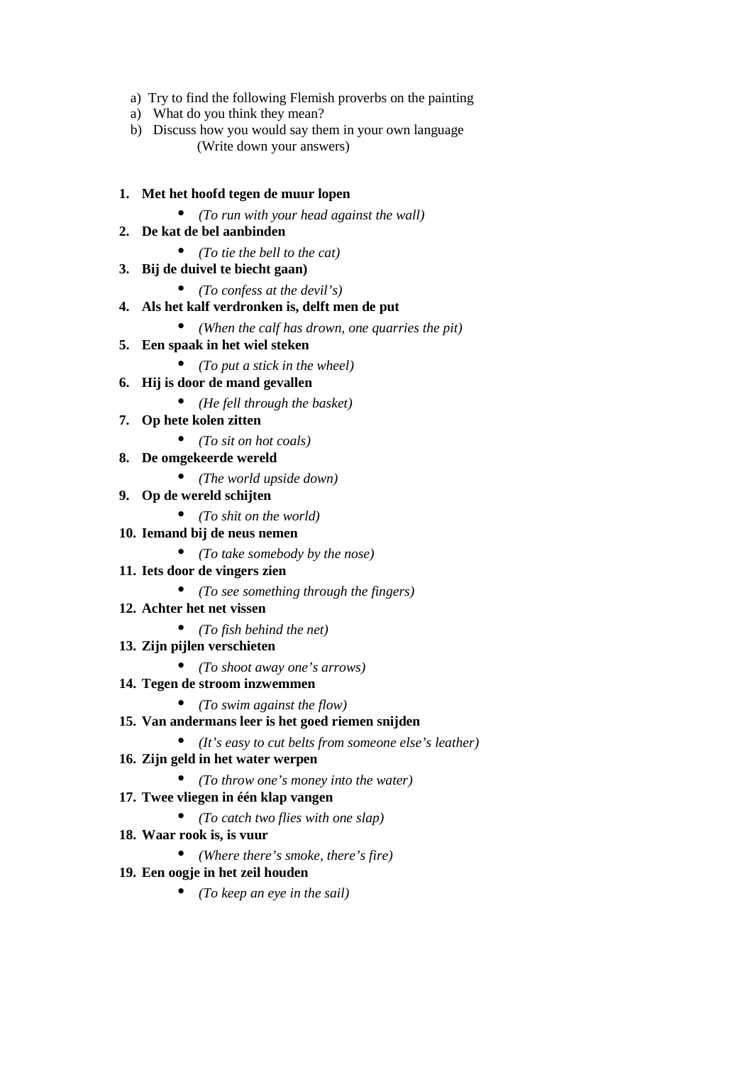a) Try to find the following Flemish proverbs on the painting
a) What do you think they mean?
b) Discuss how you would say them in your own language
(Write down your answers)

1. **Met het hoofd tegen de muur lopen**
    - *(To run with your head against the wall)*
2. **De kat de bel aanbinden**
    - *(To tie the bell to the cat)*
3. **Bij de duivel te biecht gaan)**
    - *(To confess at the devil's)*
4. **Als het kalf verdronken is, delft men de put**
    - *(When the calf has drown, one quarries the pit)*
5. **Een spaak in het wiel steken**
    - *(To put a stick in the wheel)*
6. **Hij is door de mand gevallen**
    - *(He fell through the basket)*
7. **Op hete kolen zitten**
    - *(To sit on hot coals)*
8. **De omgekeerde wereld**
    - *(The world upside down)*
9. **Op de wereld schijten**
    - *(To shit on the world)*
10. **Iemand bij de neus nemen**
    - *(To take somebody by the nose)*
11. **Iets door de vingers zien**
    - *(To see something through the fingers)*
12. **Achter het net vissen**
    - *(To fish behind the net)*
13. **Zijn pijlen verschieten**
    - *(To shoot away one's arrows)*
14. **Tegen de stroom inzwemmen**
    - *(To swim against the flow)*
15. **Van andermans leer is het goed riemen snijden**
    - *(It's easy to cut belts from someone else's leather)*
16. **Zijn geld in het water werpen**
    - *(To throw one's money into the water)*
17. **Twee vliegen in één klap vangen**
    - *(To catch two flies with one slap)*
18. **Waar rook is, is vuur**
    - *(Where there's smoke, there's fire)*
19. **Een oogje in het zeil houden**
    - *(To keep an eye in the sail)*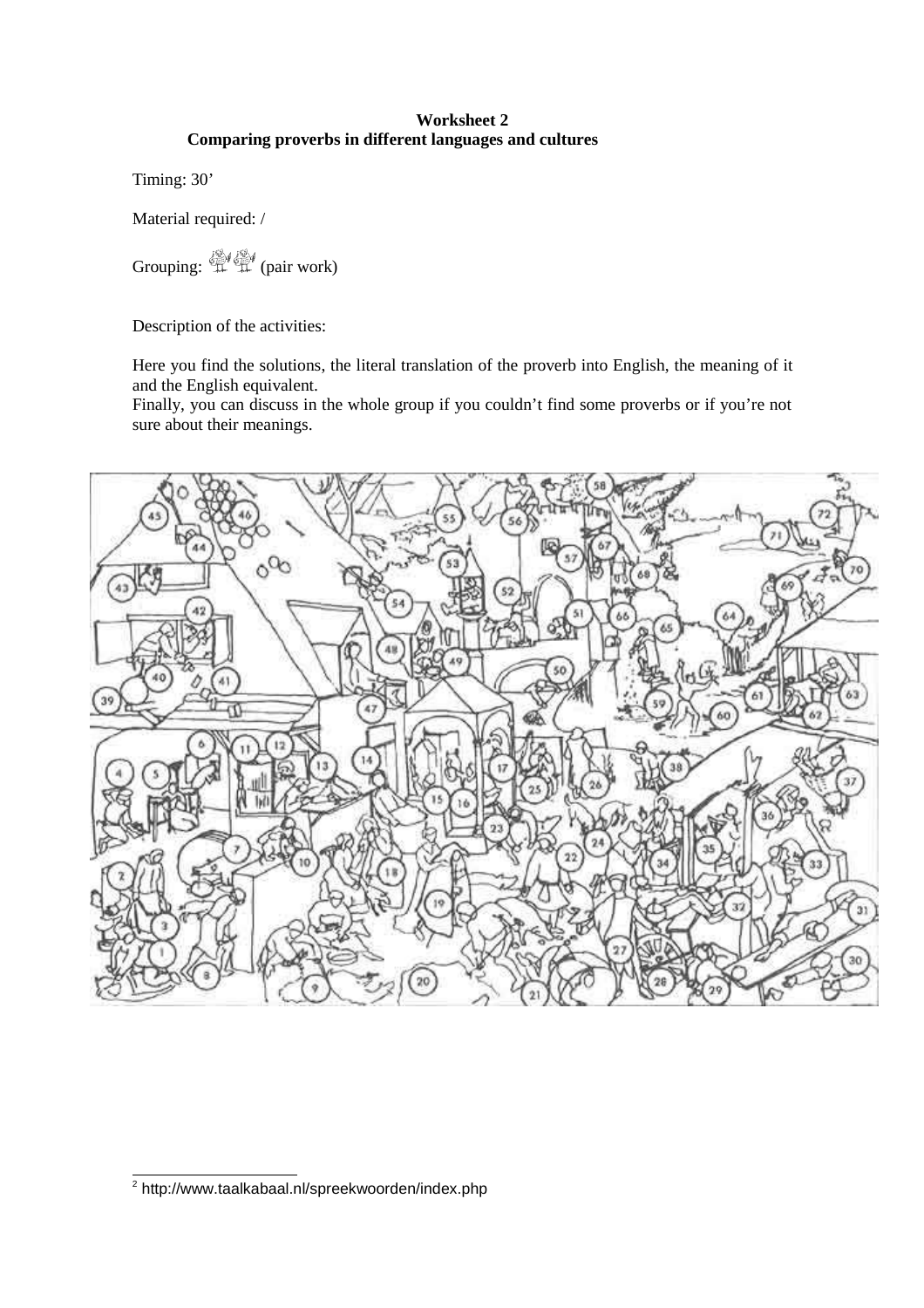**Worksheet 2**
**Comparing proverbs in different languages and cultures**

Timing: 30’

Material required: /

Grouping: (pair work)

Description of the activities:

Here you find the solutions, the literal translation of the proverb into English, the meaning of it and the English equivalent.
Finally, you can discuss in the whole group if you couldn’t find some proverbs or if you’re not sure about their meanings.

[2] http://www.taalkabaal.nl/spreekwoorden/index.php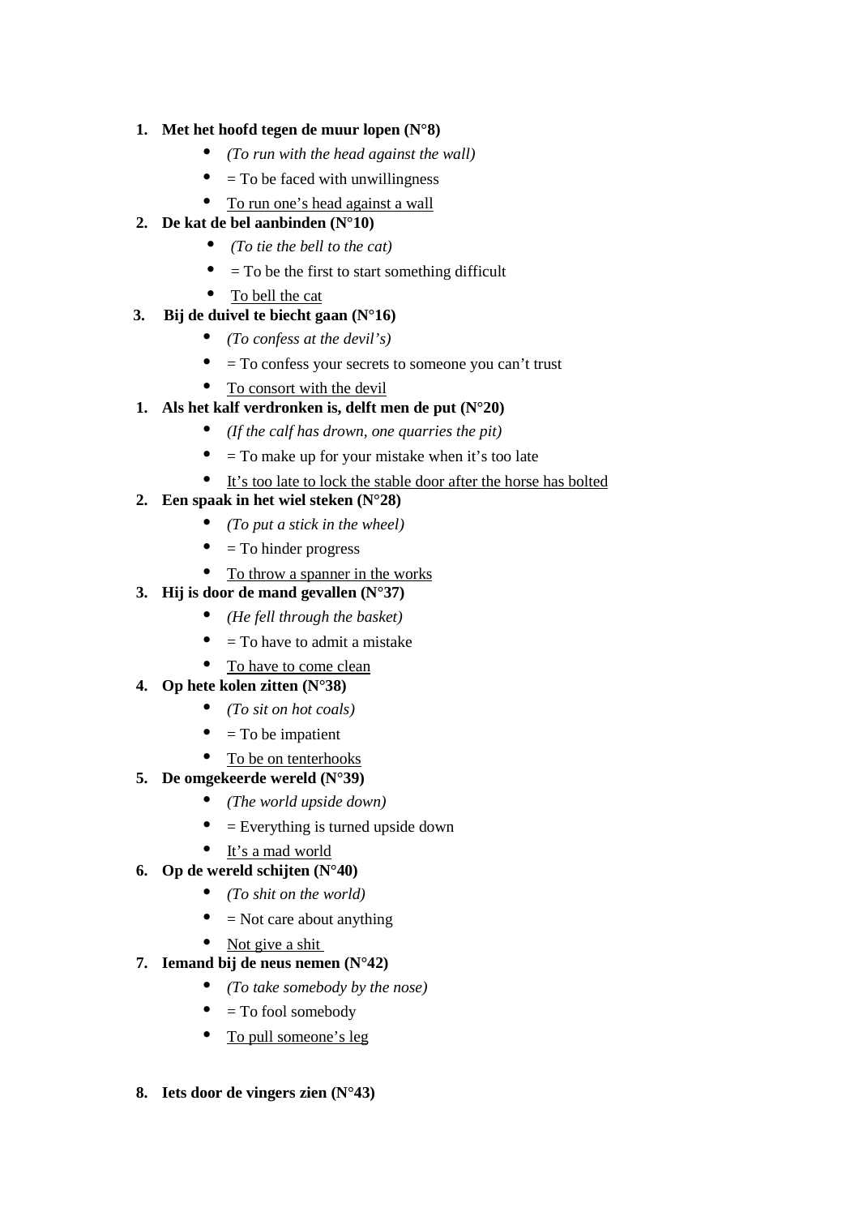1. **Met het hoofd tegen de muur lopen (N°8)**
    - *(To run with the head against the wall)*
    - = To be faced with unwillingness
    - <u>To run one's head against a wall</u>
2. **De kat de bel aanbinden (N°10)**
    - *(To tie the bell to the cat)*
    - = To be the first to start something difficult
    - <u>To bell the cat</u>
3. **Bij de duivel te biecht gaan (N°16)**
    - *(To confess at the devil's)*
    - = To confess your secrets to someone you can't trust
    - <u>To consort with the devil</u>

1. **Als het kalf verdronken is, delft men de put (N°20)**
    - *(If the calf has drown, one quarries the pit)*
    - = To make up for your mistake when it's too late
    - <u>It's too late to lock the stable door after the horse has bolted</u>
2. **Een spaak in het wiel steken (N°28)**
    - *(To put a stick in the wheel)*
    - = To hinder progress
    - <u>To throw a spanner in the works</u>
3. **Hij is door de mand gevallen (N°37)**
    - *(He fell through the basket)*
    - = To have to admit a mistake
    - <u>To have to come clean</u>
4. **Op hete kolen zitten (N°38)**
    - *(To sit on hot coals)*
    - = To be impatient
    - <u>To be on tenterhooks</u>
5. **De omgekeerde wereld (N°39)**
    - *(The world upside down)*
    - = Everything is turned upside down
    - <u>It's a mad world</u>
6. **Op de wereld schijten (N°40)**
    - *(To shit on the world)*
    - = Not care about anything
    - <u>Not give a shit</u>
7. **Iemand bij de neus nemen (N°42)**
    - *(To take somebody by the nose)*
    - = To fool somebody
    - <u>To pull someone's leg</u>

8. **Iets door de vingers zien (N°43)**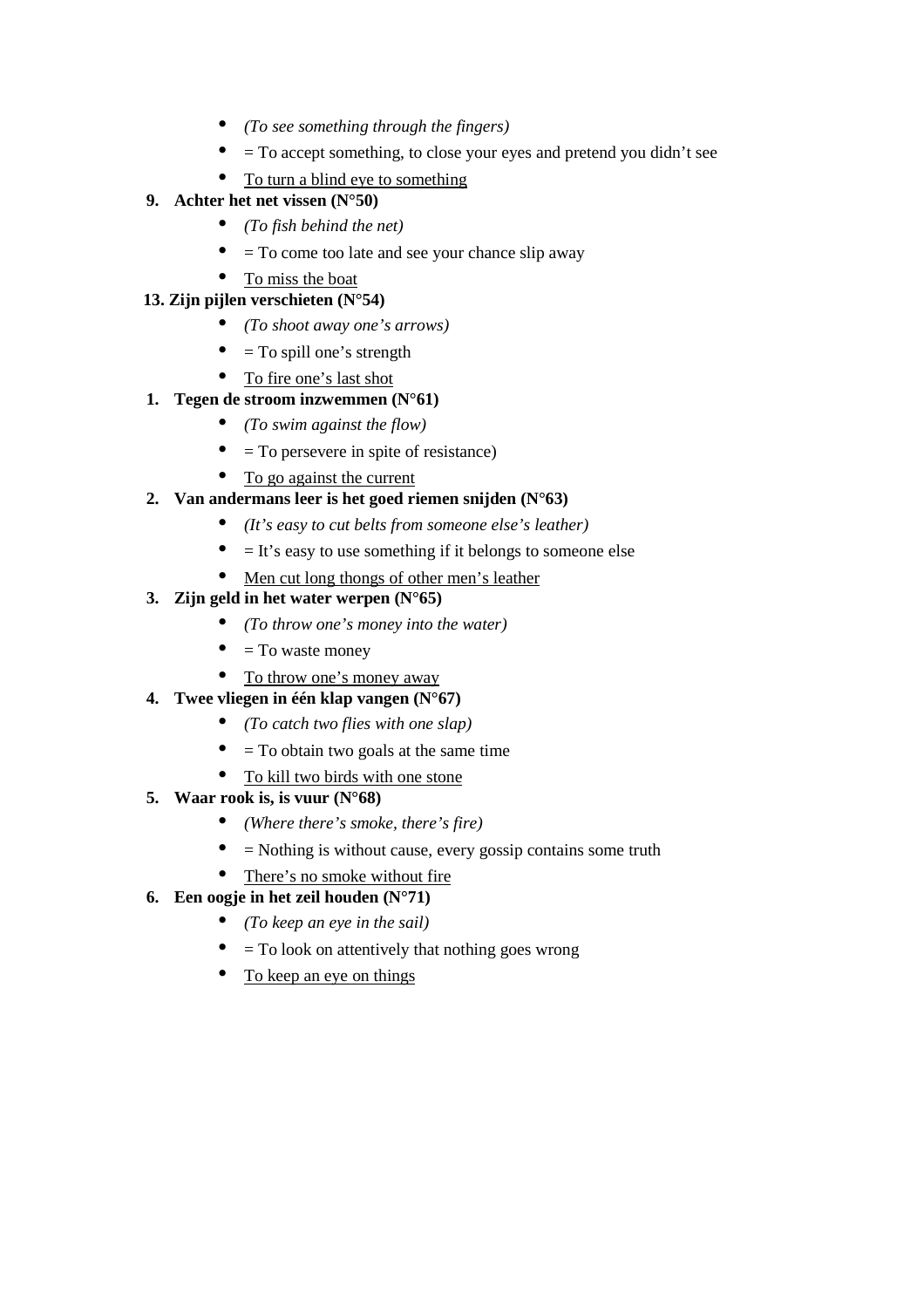- *(To see something through the fingers)*
- = To accept something, to close your eyes and pretend you didn't see
- <u>To turn a blind eye to something</u>

9. **Achter het net vissen (N°50)**
   - *(To fish behind the net)*
   - = To come too late and see your chance slip away
   - <u>To miss the boat</u>

13. **Zijn pijlen verschieten (N°54)**
   - *(To shoot away one's arrows)*
   - = To spill one's strength
   - <u>To fire one's last shot</u>

1. **Tegen de stroom inzwemmen (N°61)**
   - *(To swim against the flow)*
   - = To persevere in spite of resistance)
   - <u>To go against the current</u>

2. **Van andermans leer is het goed riemen snijden (N°63)**
   - *(It's easy to cut belts from someone else's leather)*
   - = It's easy to use something if it belongs to someone else
   - <u>Men cut long thongs of other men's leather</u>

3. **Zijn geld in het water werpen (N°65)**
   - *(To throw one's money into the water)*
   - = To waste money
   - <u>To throw one's money away</u>

4. **Twee vliegen in één klap vangen (N°67)**
   - *(To catch two flies with one slap)*
   - = To obtain two goals at the same time
   - <u>To kill two birds with one stone</u>

5. **Waar rook is, is vuur (N°68)**
   - *(Where there's smoke, there's fire)*
   - = Nothing is without cause, every gossip contains some truth
   - <u>There's no smoke without fire</u>

6. **Een oogje in het zeil houden (N°71)**
   - *(To keep an eye in the sail)*
   - = To look on attentively that nothing goes wrong
   - <u>To keep an eye on things</u>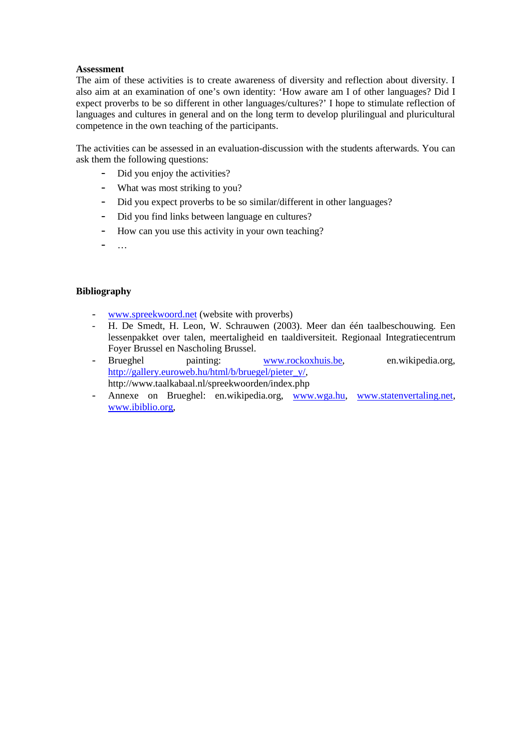**Assessment**

The aim of these activities is to create awareness of diversity and reflection about diversity. I also aim at an examination of one's own identity: 'How aware am I of other languages? Did I expect proverbs to be so different in other languages/cultures?' I hope to stimulate reflection of languages and cultures in general and on the long term to develop plurilingual and pluricultural competence in the own teaching of the participants.

The activities can be assessed in an evaluation-discussion with the students afterwards. You can ask them the following questions:

- Did you enjoy the activities?
- What was most striking to you?
- Did you expect proverbs to be so similar/different in other languages?
- Did you find links between language en cultures?
- How can you use this activity in your own teaching?
- …

**Bibliography**

- www.spreekwoord.net (website with proverbs)
- H. De Smedt, H. Leon, W. Schrauwen (2003). Meer dan één taalbeschouwing. Een lessenpakket over talen, meertaligheid en taaldiversiteit. Regionaal Integratiecentrum Foyer Brussel en Nascholing Brussel.
- Brueghel painting: www.rockoxhuis.be, en.wikipedia.org, http://gallery.euroweb.hu/html/b/bruegel/pieter_y/, http://www.taalkabaal.nl/spreekwoorden/index.php
- Annexe on Brueghel: en.wikipedia.org, www.wga.hu, www.statenvertaling.net, www.ibiblio.org,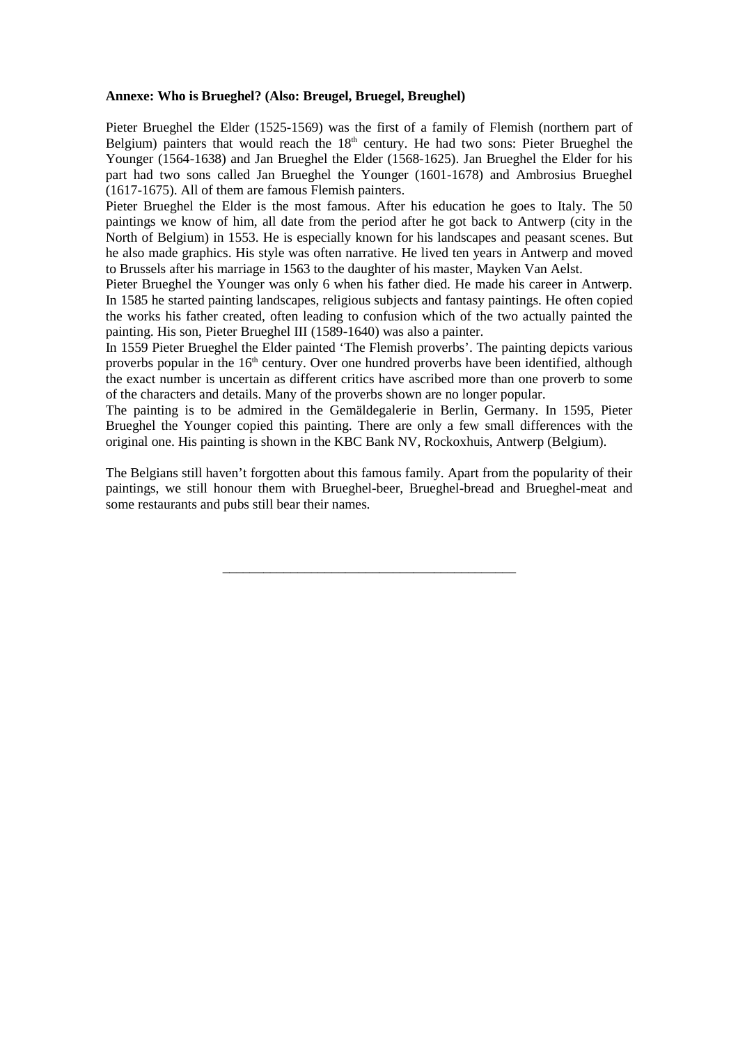**Annexe: Who is Brueghel? (Also: Breugel, Bruegel, Breughel)**

Pieter Brueghel the Elder (1525-1569) was the first of a family of Flemish (northern part of Belgium) painters that would reach the 18th century. He had two sons: Pieter Brueghel the Younger (1564-1638) and Jan Brueghel the Elder (1568-1625). Jan Brueghel the Elder for his part had two sons called Jan Brueghel the Younger (1601-1678) and Ambrosius Brueghel (1617-1675). All of them are famous Flemish painters.
Pieter Brueghel the Elder is the most famous. After his education he goes to Italy. The 50 paintings we know of him, all date from the period after he got back to Antwerp (city in the North of Belgium) in 1553. He is especially known for his landscapes and peasant scenes. But he also made graphics. His style was often narrative. He lived ten years in Antwerp and moved to Brussels after his marriage in 1563 to the daughter of his master, Mayken Van Aelst.
Pieter Brueghel the Younger was only 6 when his father died. He made his career in Antwerp. In 1585 he started painting landscapes, religious subjects and fantasy paintings. He often copied the works his father created, often leading to confusion which of the two actually painted the painting. His son, Pieter Brueghel III (1589-1640) was also a painter.
In 1559 Pieter Brueghel the Elder painted 'The Flemish proverbs'. The painting depicts various proverbs popular in the 16th century. Over one hundred proverbs have been identified, although the exact number is uncertain as different critics have ascribed more than one proverb to some of the characters and details. Many of the proverbs shown are no longer popular.
The painting is to be admired in the Gemäldegalerie in Berlin, Germany. In 1595, Pieter Brueghel the Younger copied this painting. There are only a few small differences with the original one. His painting is shown in the KBC Bank NV, Rockoxhuis, Antwerp (Belgium).

The Belgians still haven't forgotten about this famous family. Apart from the popularity of their paintings, we still honour them with Brueghel-beer, Brueghel-bread and Brueghel-meat and some restaurants and pubs still bear their names.

---